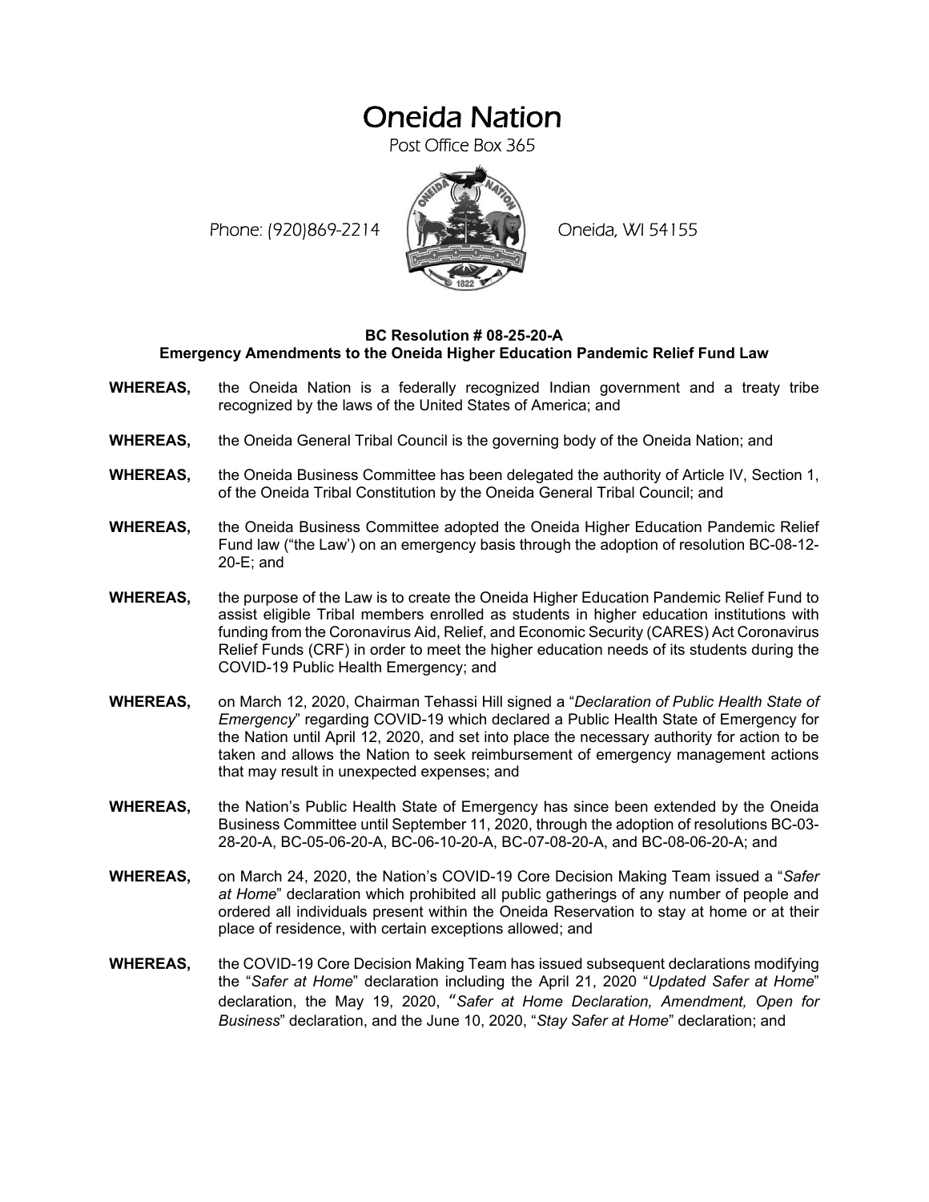# Oneida Nation

Post Office Box 365

Phone: (920)869-2214 Oneida, WI 54155

**BC Resolution # 08-25-20-A**
**Emergency Amendments to the Oneida Higher Education Pandemic Relief Fund Law**

**WHEREAS,** the Oneida Nation is a federally recognized Indian government and a treaty tribe recognized by the laws of the United States of America; and

**WHEREAS,** the Oneida General Tribal Council is the governing body of the Oneida Nation; and

**WHEREAS,** the Oneida Business Committee has been delegated the authority of Article IV, Section 1, of the Oneida Tribal Constitution by the Oneida General Tribal Council; and

**WHEREAS,** the Oneida Business Committee adopted the Oneida Higher Education Pandemic Relief Fund law ("the Law') on an emergency basis through the adoption of resolution BC-08-12-20-E; and

**WHEREAS,** the purpose of the Law is to create the Oneida Higher Education Pandemic Relief Fund to assist eligible Tribal members enrolled as students in higher education institutions with funding from the Coronavirus Aid, Relief, and Economic Security (CARES) Act Coronavirus Relief Funds (CRF) in order to meet the higher education needs of its students during the COVID-19 Public Health Emergency; and

**WHEREAS,** on March 12, 2020, Chairman Tehassi Hill signed a "*Declaration of Public Health State of Emergency*" regarding COVID-19 which declared a Public Health State of Emergency for the Nation until April 12, 2020, and set into place the necessary authority for action to be taken and allows the Nation to seek reimbursement of emergency management actions that may result in unexpected expenses; and

**WHEREAS,** the Nation's Public Health State of Emergency has since been extended by the Oneida Business Committee until September 11, 2020, through the adoption of resolutions BC-03-28-20-A, BC-05-06-20-A, BC-06-10-20-A, BC-07-08-20-A, and BC-08-06-20-A; and

**WHEREAS,** on March 24, 2020, the Nation's COVID-19 Core Decision Making Team issued a "*Safer at Home*" declaration which prohibited all public gatherings of any number of people and ordered all individuals present within the Oneida Reservation to stay at home or at their place of residence, with certain exceptions allowed; and

**WHEREAS,** the COVID-19 Core Decision Making Team has issued subsequent declarations modifying the "*Safer at Home*" declaration including the April 21, 2020 "*Updated Safer at Home*" declaration, the May 19, 2020, "*Safer at Home Declaration, Amendment, Open for Business*" declaration, and the June 10, 2020, "*Stay Safer at Home*" declaration; and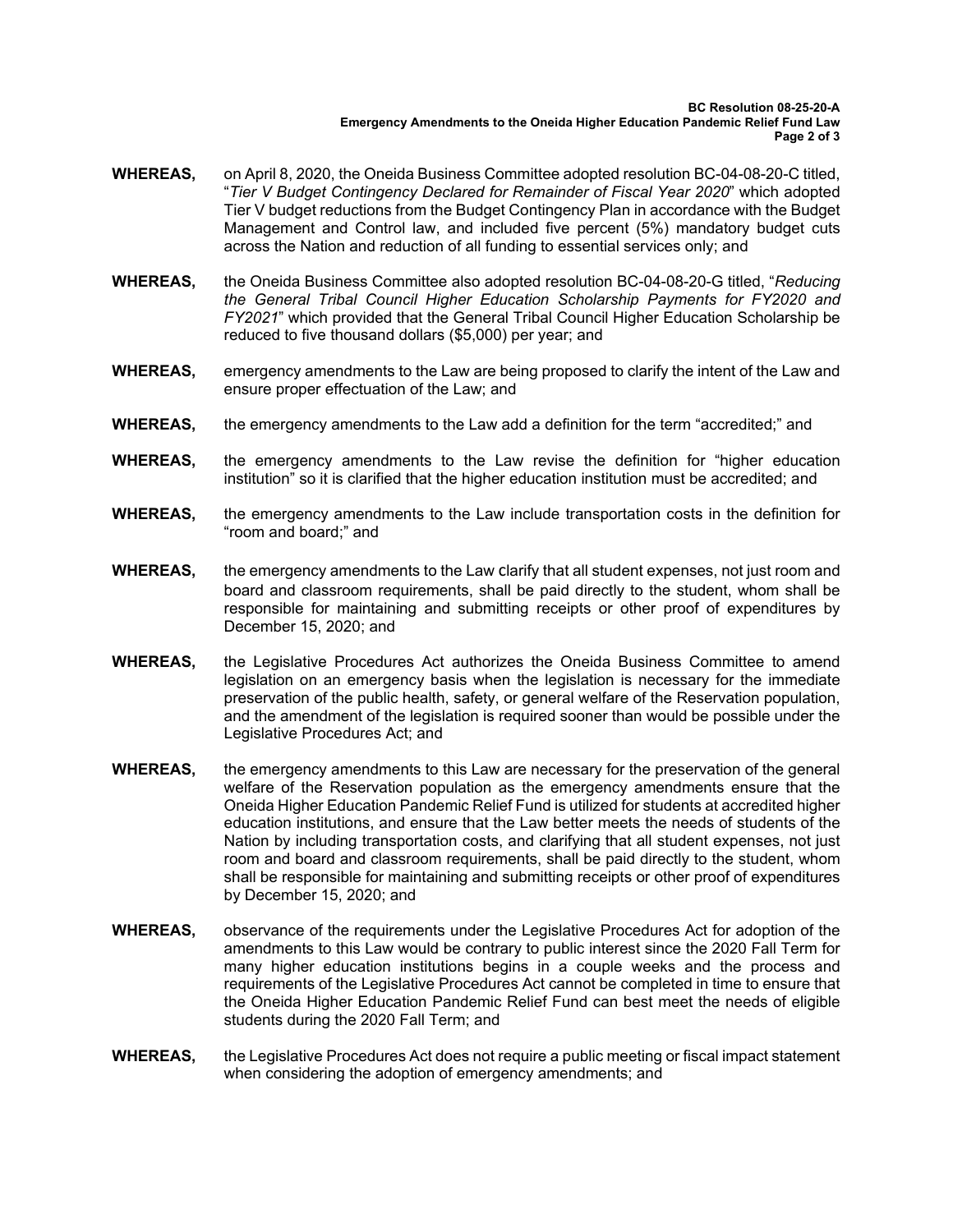**WHEREAS,** on April 8, 2020, the Oneida Business Committee adopted resolution BC-04-08-20-C titled, "*Tier V Budget Contingency Declared for Remainder of Fiscal Year 2020*" which adopted Tier V budget reductions from the Budget Contingency Plan in accordance with the Budget Management and Control law, and included five percent (5%) mandatory budget cuts across the Nation and reduction of all funding to essential services only; and

**WHEREAS,** the Oneida Business Committee also adopted resolution BC-04-08-20-G titled, "*Reducing the General Tribal Council Higher Education Scholarship Payments for FY2020 and FY2021*" which provided that the General Tribal Council Higher Education Scholarship be reduced to five thousand dollars ($5,000) per year; and

**WHEREAS,** emergency amendments to the Law are being proposed to clarify the intent of the Law and ensure proper effectuation of the Law; and

**WHEREAS,** the emergency amendments to the Law add a definition for the term "accredited;" and

**WHEREAS,** the emergency amendments to the Law revise the definition for "higher education institution" so it is clarified that the higher education institution must be accredited; and

**WHEREAS,** the emergency amendments to the Law include transportation costs in the definition for "room and board;" and

**WHEREAS,** the emergency amendments to the Law clarify that all student expenses, not just room and board and classroom requirements, shall be paid directly to the student, whom shall be responsible for maintaining and submitting receipts or other proof of expenditures by December 15, 2020; and

**WHEREAS,** the Legislative Procedures Act authorizes the Oneida Business Committee to amend legislation on an emergency basis when the legislation is necessary for the immediate preservation of the public health, safety, or general welfare of the Reservation population, and the amendment of the legislation is required sooner than would be possible under the Legislative Procedures Act; and

**WHEREAS,** the emergency amendments to this Law are necessary for the preservation of the general welfare of the Reservation population as the emergency amendments ensure that the Oneida Higher Education Pandemic Relief Fund is utilized for students at accredited higher education institutions, and ensure that the Law better meets the needs of students of the Nation by including transportation costs, and clarifying that all student expenses, not just room and board and classroom requirements, shall be paid directly to the student, whom shall be responsible for maintaining and submitting receipts or other proof of expenditures by December 15, 2020; and

**WHEREAS,** observance of the requirements under the Legislative Procedures Act for adoption of the amendments to this Law would be contrary to public interest since the 2020 Fall Term for many higher education institutions begins in a couple weeks and the process and requirements of the Legislative Procedures Act cannot be completed in time to ensure that the Oneida Higher Education Pandemic Relief Fund can best meet the needs of eligible students during the 2020 Fall Term; and

**WHEREAS,** the Legislative Procedures Act does not require a public meeting or fiscal impact statement when considering the adoption of emergency amendments; and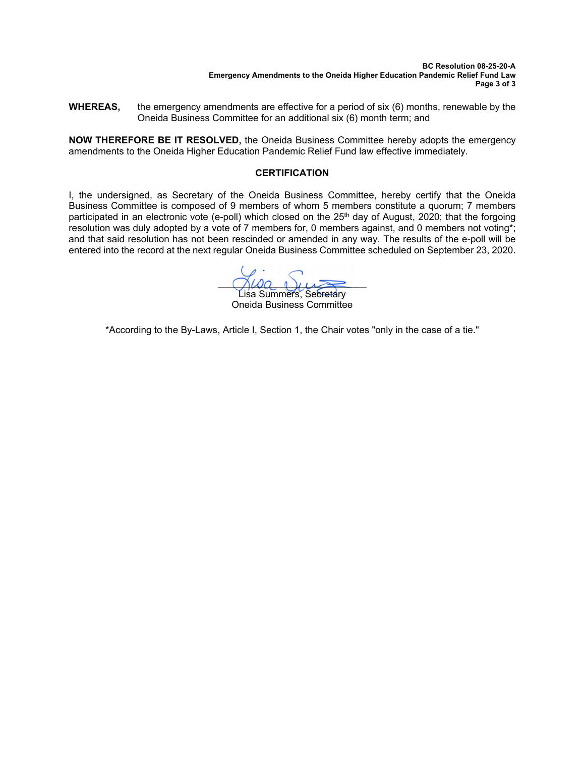**WHEREAS,** the emergency amendments are effective for a period of six (6) months, renewable by the Oneida Business Committee for an additional six (6) month term; and

**NOW THEREFORE BE IT RESOLVED,** the Oneida Business Committee hereby adopts the emergency amendments to the Oneida Higher Education Pandemic Relief Fund law effective immediately.

## CERTIFICATION

I, the undersigned, as Secretary of the Oneida Business Committee, hereby certify that the Oneida Business Committee is composed of 9 members of whom 5 members constitute a quorum; 7 members participated in an electronic vote (e-poll) which closed on the 25th day of August, 2020; that the forgoing resolution was duly adopted by a vote of 7 members for, 0 members against, and 0 members not voting*; and that said resolution has not been rescinded or amended in any way. The results of the e-poll will be entered into the record at the next regular Oneida Business Committee scheduled on September 23, 2020.

Lisa Summers, Secretary
Oneida Business Committee

*According to the By-Laws, Article I, Section 1, the Chair votes "only in the case of a tie."